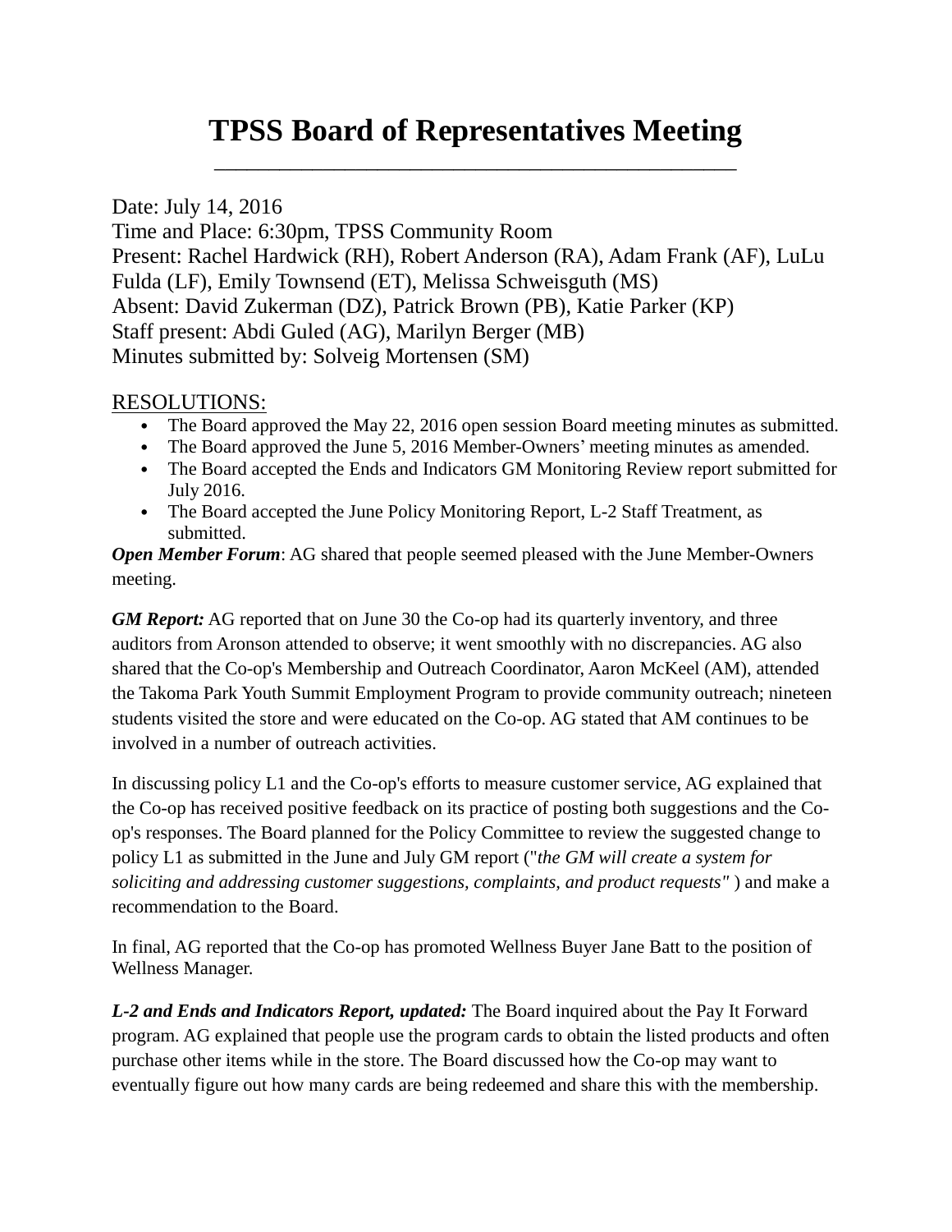# TPSS Board of Representatives Meeting

---

Date: July 14, 2016
Time and Place: 6:30pm, TPSS Community Room
Present: Rachel Hardwick (RH), Robert Anderson (RA), Adam Frank (AF), LuLu Fulda (LF), Emily Townsend (ET), Melissa Schweisguth (MS)
Absent: David Zukerman (DZ), Patrick Brown (PB), Katie Parker (KP)
Staff present: Abdi Guled (AG), Marilyn Berger (MB)
Minutes submitted by: Solveig Mortensen (SM)

## RESOLUTIONS:

- The Board approved the May 22, 2016 open session Board meeting minutes as submitted.
- The Board approved the June 5, 2016 Member-Owners' meeting minutes as amended.
- The Board accepted the Ends and Indicators GM Monitoring Review report submitted for July 2016.
- The Board accepted the June Policy Monitoring Report, L-2 Staff Treatment, as submitted.

***Open Member Forum***: AG shared that people seemed pleased with the June Member-Owners meeting.

***GM Report:*** AG reported that on June 30 the Co-op had its quarterly inventory, and three auditors from Aronson attended to observe; it went smoothly with no discrepancies. AG also shared that the Co-op's Membership and Outreach Coordinator, Aaron McKeel (AM), attended the Takoma Park Youth Summit Employment Program to provide community outreach; nineteen students visited the store and were educated on the Co-op. AG stated that AM continues to be involved in a number of outreach activities.

In discussing policy L1 and the Co-op's efforts to measure customer service, AG explained that the Co-op has received positive feedback on its practice of posting both suggestions and the Co-op's responses. The Board planned for the Policy Committee to review the suggested change to policy L1 as submitted in the June and July GM report ("*the GM will create a system for soliciting and addressing customer suggestions, complaints, and product requests"* ) and make a recommendation to the Board.

In final, AG reported that the Co-op has promoted Wellness Buyer Jane Batt to the position of Wellness Manager.

***L-2 and Ends and Indicators Report, updated:*** The Board inquired about the Pay It Forward program. AG explained that people use the program cards to obtain the listed products and often purchase other items while in the store. The Board discussed how the Co-op may want to eventually figure out how many cards are being redeemed and share this with the membership.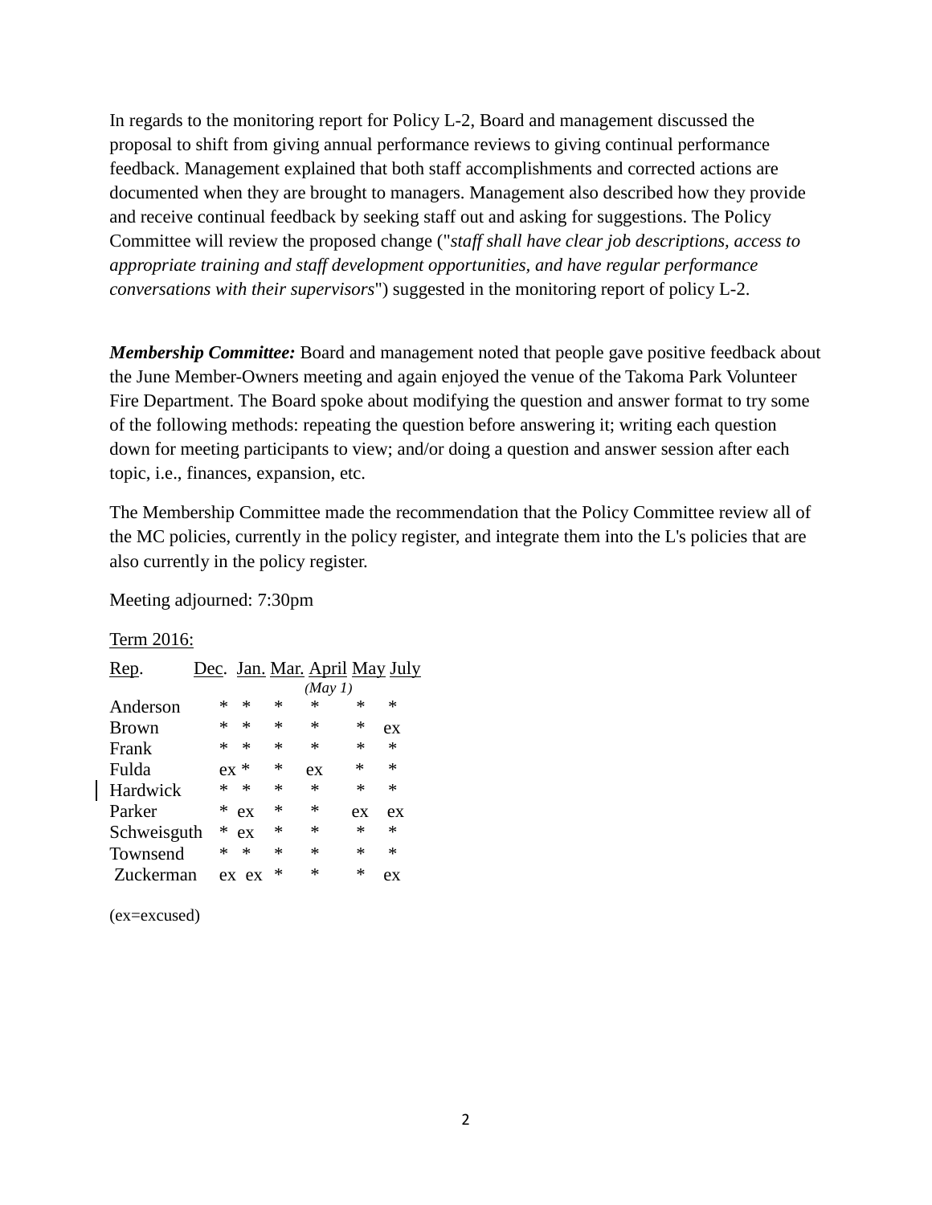In regards to the monitoring report for Policy L-2, Board and management discussed the proposal to shift from giving annual performance reviews to giving continual performance feedback. Management explained that both staff accomplishments and corrected actions are documented when they are brought to managers. Management also described how they provide and receive continual feedback by seeking staff out and asking for suggestions. The Policy Committee will review the proposed change ("*staff shall have clear job descriptions, access to appropriate training and staff development opportunities, and have regular performance conversations with their supervisors*") suggested in the monitoring report of policy L-2.

***Membership Committee:*** Board and management noted that people gave positive feedback about the June Member-Owners meeting and again enjoyed the venue of the Takoma Park Volunteer Fire Department. The Board spoke about modifying the question and answer format to try some of the following methods: repeating the question before answering it; writing each question down for meeting participants to view; and/or doing a question and answer session after each topic, i.e., finances, expansion, etc.

The Membership Committee made the recommendation that the Policy Committee review all of the MC policies, currently in the policy register, and integrate them into the L's policies that are also currently in the policy register.

Meeting adjourned: 7:30pm

Term 2016:

| Rep. | Dec. | Jan. | Mar. | April (May 1) | May | July |
|---|---|---|---|---|---|---|
| Anderson | * | * | * | * | * | * |
| Brown | * | * | * | * | * | ex |
| Frank | * | * | * | * | * | * |
| Fulda | ex | * | * | ex | * | * |
| Hardwick | * | * | * | * | * | * |
| Parker | * | ex | * | * | ex | ex |
| Schweisguth | * | ex | * | * | * | * |
| Townsend | * | * | * | * | * | * |
| Zuckerman | ex | ex | * | * | * | ex |

(ex=excused)